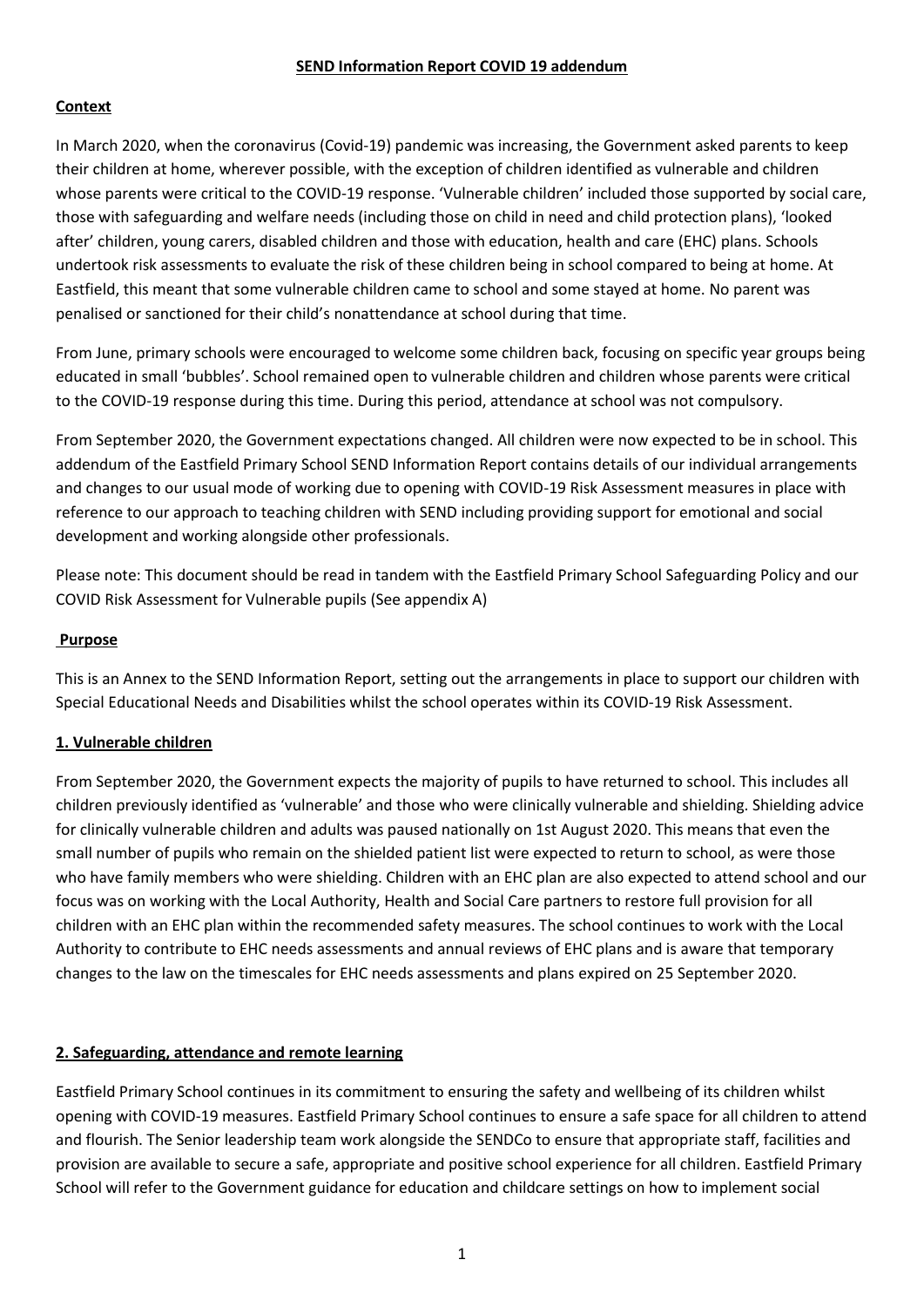# SEND Information Report COVID 19 addendum

## Context

In March 2020, when the coronavirus (Covid-19) pandemic was increasing, the Government asked parents to keep their children at home, wherever possible, with the exception of children identified as vulnerable and children whose parents were critical to the COVID-19 response. 'Vulnerable children' included those supported by social care, those with safeguarding and welfare needs (including those on child in need and child protection plans), 'looked after' children, young carers, disabled children and those with education, health and care (EHC) plans. Schools undertook risk assessments to evaluate the risk of these children being in school compared to being at home. At Eastfield, this meant that some vulnerable children came to school and some stayed at home. No parent was penalised or sanctioned for their child's nonattendance at school during that time.

From June, primary schools were encouraged to welcome some children back, focusing on specific year groups being educated in small 'bubbles'. School remained open to vulnerable children and children whose parents were critical to the COVID-19 response during this time. During this period, attendance at school was not compulsory.

From September 2020, the Government expectations changed. All children were now expected to be in school. This addendum of the Eastfield Primary School SEND Information Report contains details of our individual arrangements and changes to our usual mode of working due to opening with COVID-19 Risk Assessment measures in place with reference to our approach to teaching children with SEND including providing support for emotional and social development and working alongside other professionals.

Please note: This document should be read in tandem with the Eastfield Primary School Safeguarding Policy and our COVID Risk Assessment for Vulnerable pupils (See appendix A)

## Purpose

This is an Annex to the SEND Information Report, setting out the arrangements in place to support our children with Special Educational Needs and Disabilities whilst the school operates within its COVID-19 Risk Assessment.

## 1. Vulnerable children

From September 2020, the Government expects the majority of pupils to have returned to school. This includes all children previously identified as 'vulnerable' and those who were clinically vulnerable and shielding. Shielding advice for clinically vulnerable children and adults was paused nationally on 1st August 2020. This means that even the small number of pupils who remain on the shielded patient list were expected to return to school, as were those who have family members who were shielding. Children with an EHC plan are also expected to attend school and our focus was on working with the Local Authority, Health and Social Care partners to restore full provision for all children with an EHC plan within the recommended safety measures. The school continues to work with the Local Authority to contribute to EHC needs assessments and annual reviews of EHC plans and is aware that temporary changes to the law on the timescales for EHC needs assessments and plans expired on 25 September 2020.

## 2. Safeguarding, attendance and remote learning

Eastfield Primary School continues in its commitment to ensuring the safety and wellbeing of its children whilst opening with COVID-19 measures. Eastfield Primary School continues to ensure a safe space for all children to attend and flourish. The Senior leadership team work alongside the SENDCo to ensure that appropriate staff, facilities and provision are available to secure a safe, appropriate and positive school experience for all children. Eastfield Primary School will refer to the Government guidance for education and childcare settings on how to implement social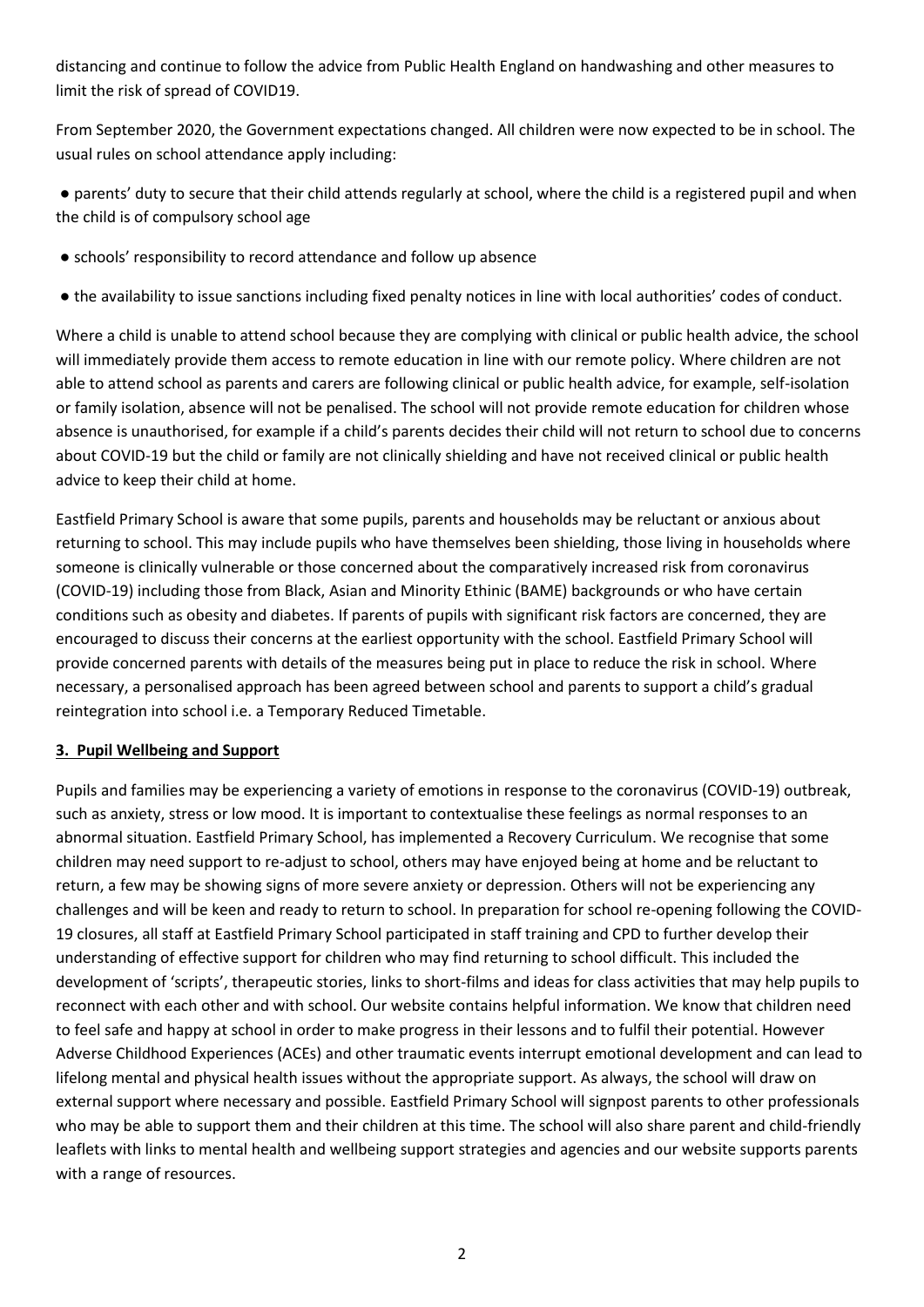distancing and continue to follow the advice from Public Health England on handwashing and other measures to limit the risk of spread of COVID19.

From September 2020, the Government expectations changed. All children were now expected to be in school. The usual rules on school attendance apply including:

- parents' duty to secure that their child attends regularly at school, where the child is a registered pupil and when the child is of compulsory school age
- schools' responsibility to record attendance and follow up absence
- the availability to issue sanctions including fixed penalty notices in line with local authorities' codes of conduct.

Where a child is unable to attend school because they are complying with clinical or public health advice, the school will immediately provide them access to remote education in line with our remote policy. Where children are not able to attend school as parents and carers are following clinical or public health advice, for example, self-isolation or family isolation, absence will not be penalised. The school will not provide remote education for children whose absence is unauthorised, for example if a child's parents decides their child will not return to school due to concerns about COVID-19 but the child or family are not clinically shielding and have not received clinical or public health advice to keep their child at home.

Eastfield Primary School is aware that some pupils, parents and households may be reluctant or anxious about returning to school. This may include pupils who have themselves been shielding, those living in households where someone is clinically vulnerable or those concerned about the comparatively increased risk from coronavirus (COVID-19) including those from Black, Asian and Minority Ethinic (BAME) backgrounds or who have certain conditions such as obesity and diabetes. If parents of pupils with significant risk factors are concerned, they are encouraged to discuss their concerns at the earliest opportunity with the school. Eastfield Primary School will provide concerned parents with details of the measures being put in place to reduce the risk in school. Where necessary, a personalised approach has been agreed between school and parents to support a child's gradual reintegration into school i.e. a Temporary Reduced Timetable.

## 3. Pupil Wellbeing and Support

Pupils and families may be experiencing a variety of emotions in response to the coronavirus (COVID-19) outbreak, such as anxiety, stress or low mood. It is important to contextualise these feelings as normal responses to an abnormal situation. Eastfield Primary School, has implemented a Recovery Curriculum. We recognise that some children may need support to re-adjust to school, others may have enjoyed being at home and be reluctant to return, a few may be showing signs of more severe anxiety or depression. Others will not be experiencing any challenges and will be keen and ready to return to school. In preparation for school re-opening following the COVID-19 closures, all staff at Eastfield Primary School participated in staff training and CPD to further develop their understanding of effective support for children who may find returning to school difficult. This included the development of 'scripts', therapeutic stories, links to short-films and ideas for class activities that may help pupils to reconnect with each other and with school. Our website contains helpful information. We know that children need to feel safe and happy at school in order to make progress in their lessons and to fulfil their potential. However Adverse Childhood Experiences (ACEs) and other traumatic events interrupt emotional development and can lead to lifelong mental and physical health issues without the appropriate support. As always, the school will draw on external support where necessary and possible. Eastfield Primary School will signpost parents to other professionals who may be able to support them and their children at this time. The school will also share parent and child-friendly leaflets with links to mental health and wellbeing support strategies and agencies and our website supports parents with a range of resources.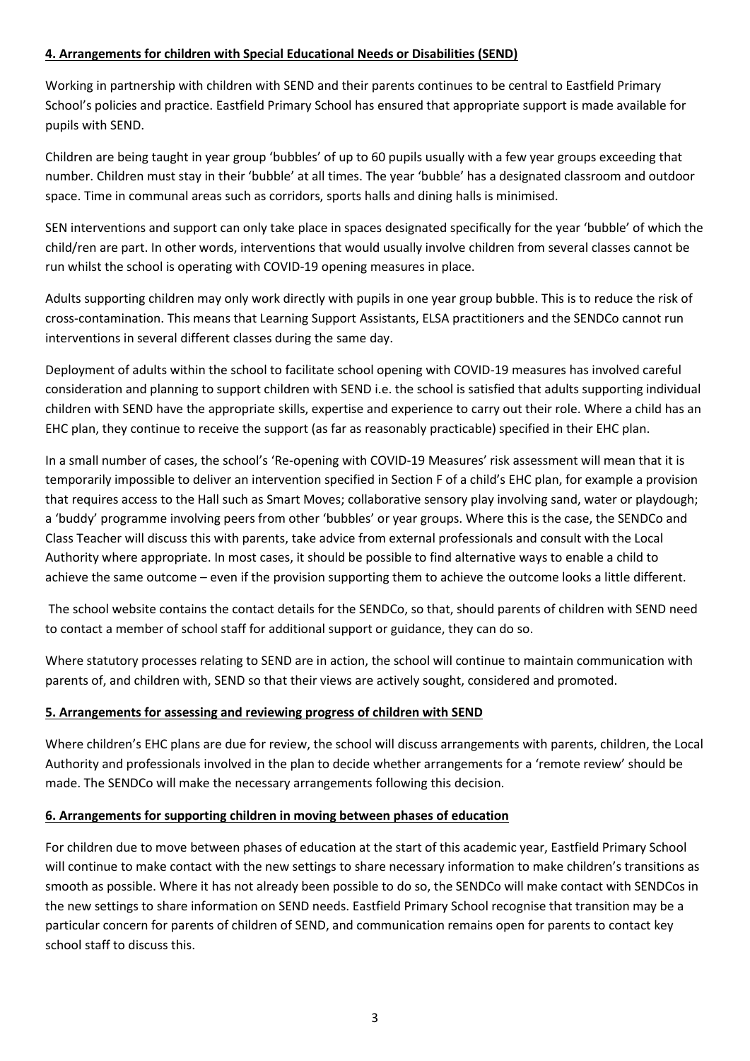## 4. Arrangements for children with Special Educational Needs or Disabilities (SEND)

Working in partnership with children with SEND and their parents continues to be central to Eastfield Primary School's policies and practice. Eastfield Primary School has ensured that appropriate support is made available for pupils with SEND.

Children are being taught in year group 'bubbles' of up to 60 pupils usually with a few year groups exceeding that number. Children must stay in their 'bubble' at all times. The year 'bubble' has a designated classroom and outdoor space. Time in communal areas such as corridors, sports halls and dining halls is minimised.

SEN interventions and support can only take place in spaces designated specifically for the year 'bubble' of which the child/ren are part. In other words, interventions that would usually involve children from several classes cannot be run whilst the school is operating with COVID-19 opening measures in place.

Adults supporting children may only work directly with pupils in one year group bubble. This is to reduce the risk of cross-contamination. This means that Learning Support Assistants, ELSA practitioners and the SENDCo cannot run interventions in several different classes during the same day.

Deployment of adults within the school to facilitate school opening with COVID-19 measures has involved careful consideration and planning to support children with SEND i.e. the school is satisfied that adults supporting individual children with SEND have the appropriate skills, expertise and experience to carry out their role. Where a child has an EHC plan, they continue to receive the support (as far as reasonably practicable) specified in their EHC plan.

In a small number of cases, the school's 'Re-opening with COVID-19 Measures' risk assessment will mean that it is temporarily impossible to deliver an intervention specified in Section F of a child's EHC plan, for example a provision that requires access to the Hall such as Smart Moves; collaborative sensory play involving sand, water or playdough; a 'buddy' programme involving peers from other 'bubbles' or year groups. Where this is the case, the SENDCo and Class Teacher will discuss this with parents, take advice from external professionals and consult with the Local Authority where appropriate. In most cases, it should be possible to find alternative ways to enable a child to achieve the same outcome – even if the provision supporting them to achieve the outcome looks a little different.

The school website contains the contact details for the SENDCo, so that, should parents of children with SEND need to contact a member of school staff for additional support or guidance, they can do so.

Where statutory processes relating to SEND are in action, the school will continue to maintain communication with parents of, and children with, SEND so that their views are actively sought, considered and promoted.

## 5. Arrangements for assessing and reviewing progress of children with SEND

Where children's EHC plans are due for review, the school will discuss arrangements with parents, children, the Local Authority and professionals involved in the plan to decide whether arrangements for a 'remote review' should be made. The SENDCo will make the necessary arrangements following this decision.

## 6. Arrangements for supporting children in moving between phases of education

For children due to move between phases of education at the start of this academic year, Eastfield Primary School will continue to make contact with the new settings to share necessary information to make children's transitions as smooth as possible. Where it has not already been possible to do so, the SENDCo will make contact with SENDCos in the new settings to share information on SEND needs. Eastfield Primary School recognise that transition may be a particular concern for parents of children of SEND, and communication remains open for parents to contact key school staff to discuss this.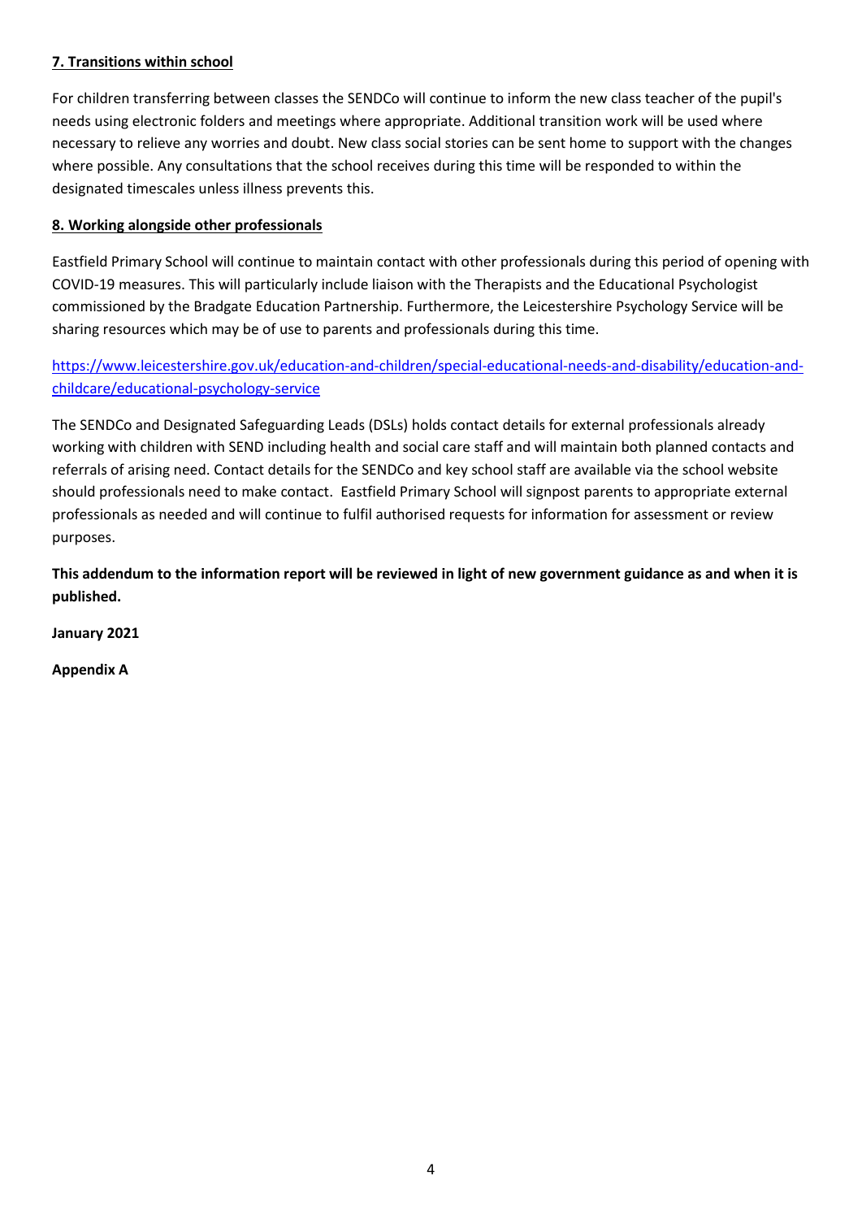**7. Transitions within school**

For children transferring between classes the SENDCo will continue to inform the new class teacher of the pupil's needs using electronic folders and meetings where appropriate. Additional transition work will be used where necessary to relieve any worries and doubt. New class social stories can be sent home to support with the changes where possible. Any consultations that the school receives during this time will be responded to within the designated timescales unless illness prevents this.

**8. Working alongside other professionals**

Eastfield Primary School will continue to maintain contact with other professionals during this period of opening with COVID-19 measures. This will particularly include liaison with the Therapists and the Educational Psychologist commissioned by the Bradgate Education Partnership. Furthermore, the Leicestershire Psychology Service will be sharing resources which may be of use to parents and professionals during this time.

https://www.leicestershire.gov.uk/education-and-children/special-educational-needs-and-disability/education-and-childcare/educational-psychology-service

The SENDCo and Designated Safeguarding Leads (DSLs) holds contact details for external professionals already working with children with SEND including health and social care staff and will maintain both planned contacts and referrals of arising need. Contact details for the SENDCo and key school staff are available via the school website should professionals need to make contact. Eastfield Primary School will signpost parents to appropriate external professionals as needed and will continue to fulfil authorised requests for information for assessment or review purposes.

**This addendum to the information report will be reviewed in light of new government guidance as and when it is published.**

**January 2021**

**Appendix A**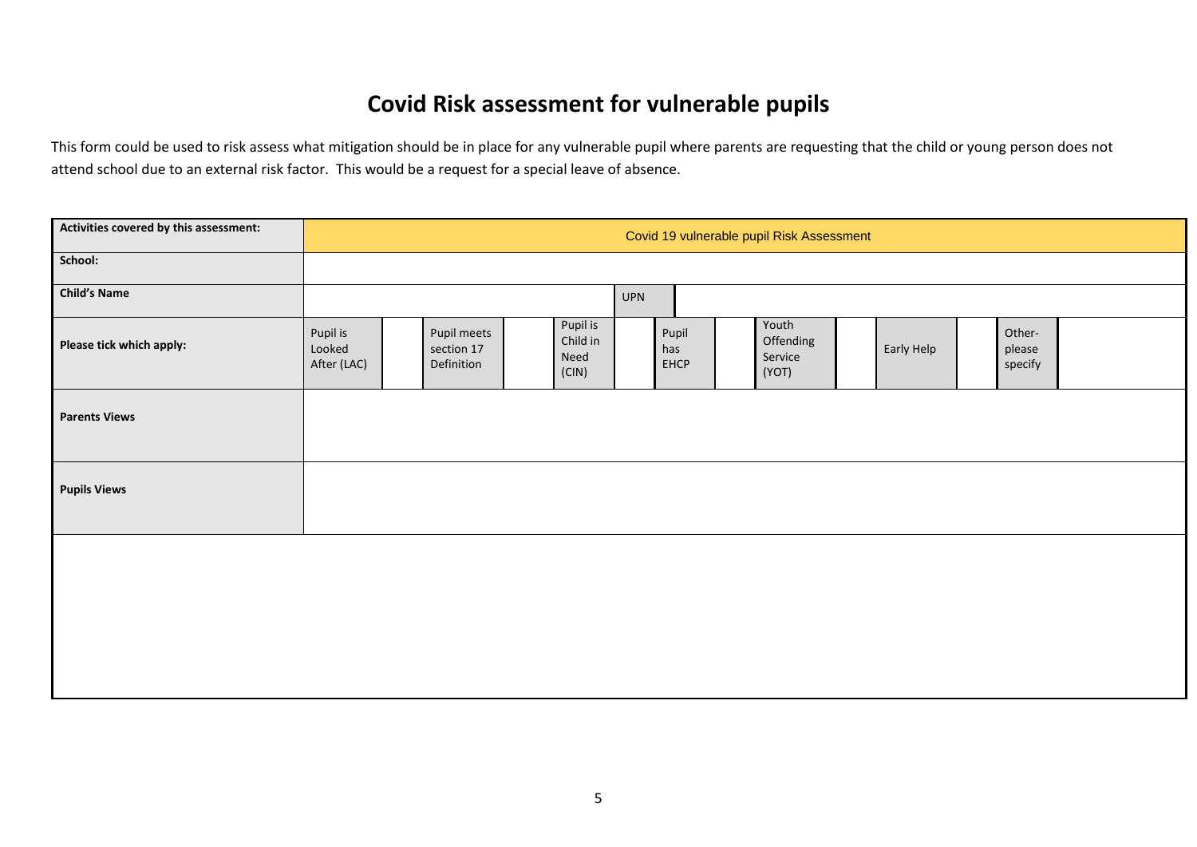# Covid Risk assessment for vulnerable pupils

This form could be used to risk assess what mitigation should be in place for any vulnerable pupil where parents are requesting that the child or young person does not attend school due to an external risk factor. This would be a request for a special leave of absence.

| **Activities covered by this assessment:** | Covid 19 vulnerable pupil Risk Assessment | | | | | | | | | | | | | |
|---|---|---|---|---|---|---|---|---|---|---|---|---|---|---|
| **School:** | | | | | | | | | | | | | | |
| **Child's Name** | | | | | UPN | | | | | | | | | |
| **Please tick which apply:** | Pupil is Looked After (LAC) | | Pupil meets section 17 Definition | | Pupil is Child in Need (CIN) | | Pupil has EHCP | | Youth Offending Service (YOT) | | Early Help | | Other- please specify | |
| **Parents Views** | | | | | | | | | | | | | | |
| **Pupils Views** | | | | | | | | | | | | | | |
| | | | | | | | | | | | | | | |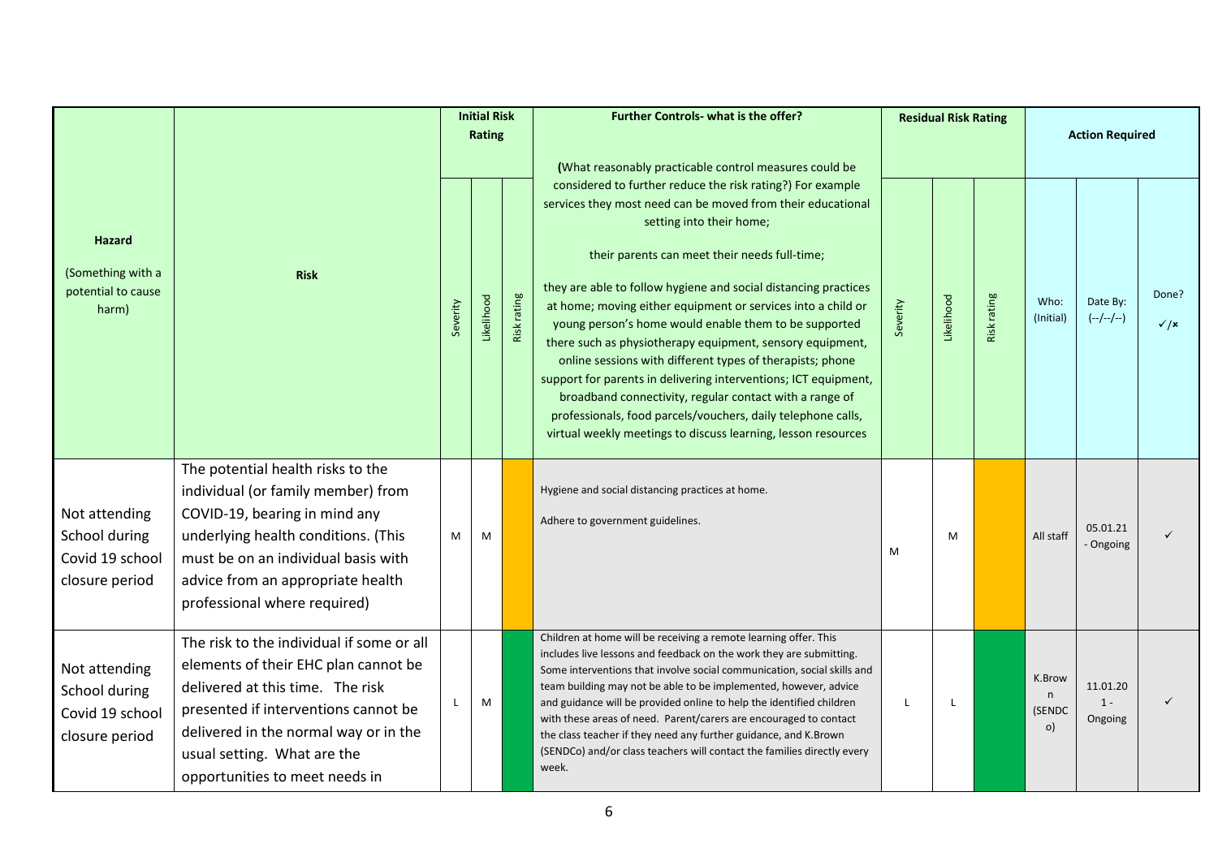| Hazard (Something with a potential to cause harm) | Risk | Initial Risk Rating | | | Further Controls- what is the offer? (What reasonably practicable control measures could be considered to further reduce the risk rating?) For example services they most need can be moved from their educational setting into their home; their parents can meet their needs full-time; they are able to follow hygiene and social distancing practices at home; moving either equipment or services into a child or young person's home would enable them to be supported there such as physiotherapy equipment, sensory equipment, online sessions with different types of therapists; phone support for parents in delivering interventions; ICT equipment, broadband connectivity, regular contact with a range of professionals, food parcels/vouchers, daily telephone calls, virtual weekly meetings to discuss learning, lesson resources | Residual Risk Rating | | | Action Required | | |
|---|---|---|---|---|---|---|---|---|---|---|---|
| | | Severity | Likelihood | Risk rating | | Severity | Likelihood | Risk rating | Who: (Initial) | Date By: (--/--/--) | Done? ✓/✗ |
| Not attending School during Covid 19 school closure period | The potential health risks to the individual (or family member) from COVID-19, bearing in mind any underlying health conditions. (This must be on an individual basis with advice from an appropriate health professional where required) | M | M | | Hygiene and social distancing practices at home. Adhere to government guidelines. | M | M | | All staff | 05.01.21 - Ongoing | ✓ |
| Not attending School during Covid 19 school closure period | The risk to the individual if some or all elements of their EHC plan cannot be delivered at this time. The risk presented if interventions cannot be delivered in the normal way or in the usual setting. What are the opportunities to meet needs in | L | M | | Children at home will be receiving a remote learning offer. This includes live lessons and feedback on the work they are submitting. Some interventions that involve social communication, social skills and team building may not be able to be implemented, however, advice and guidance will be provided online to help the identified children with these areas of need. Parent/carers are encouraged to contact the class teacher if they need any further guidance, and K.Brown (SENDCo) and/or class teachers will contact the families directly every week. | L | L | | K.Brown (SENDCo) | 11.01.20 1 - Ongoing | ✓ |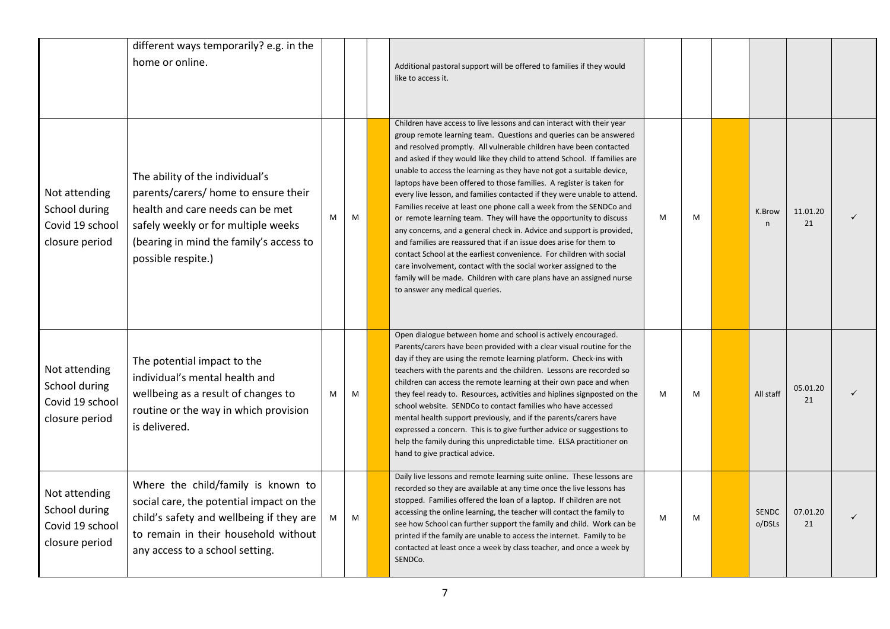| | | | | | | | | | | | | |
|---|---|---|---|---|---|---|---|---|---|---|---|---|
| | different ways temporarily? e.g. in the home or online. | | | | Additional pastoral support will be offered to families if they would like to access it. | | | | | | | |
| Not attending School during Covid 19 school closure period | The ability of the individual's parents/carers/ home to ensure their health and care needs can be met safely weekly or for multiple weeks (bearing in mind the family's access to possible respite.) | M | M | | Children have access to live lessons and can interact with their year group remote learning team. Questions and queries can be answered and resolved promptly. All vulnerable children have been contacted and asked if they would like they child to attend School. If families are unable to access the learning as they have not got a suitable device, laptops have been offered to those families. A register is taken for every live lesson, and families contacted if they were unable to attend. Families receive at least one phone call a week from the SENDCo and or remote learning team. They will have the opportunity to discuss any concerns, and a general check in. Advice and support is provided, and families are reassured that if an issue does arise for them to contact School at the earliest convenience. For children with social care involvement, contact with the social worker assigned to the family will be made. Children with care plans have an assigned nurse to answer any medical queries. | M | M | | K.Brown | 11.01.2021 | ✓ |
| Not attending School during Covid 19 school closure period | The potential impact to the individual's mental health and wellbeing as a result of changes to routine or the way in which provision is delivered. | M | M | | Open dialogue between home and school is actively encouraged. Parents/carers have been provided with a clear visual routine for the day if they are using the remote learning platform. Check-ins with teachers with the parents and the children. Lessons are recorded so children can access the remote learning at their own pace and when they feel ready to. Resources, activities and hiplines signposted on the school website. SENDCo to contact families who have accessed mental health support previously, and if the parents/carers have expressed a concern. This is to give further advice or suggestions to help the family during this unpredictable time. ELSA practitioner on hand to give practical advice. | M | M | | All staff | 05.01.2021 | ✓ |
| Not attending School during Covid 19 school closure period | Where the child/family is known to social care, the potential impact on the child's safety and wellbeing if they are to remain in their household without any access to a school setting. | M | M | | Daily live lessons and remote learning suite online. These lessons are recorded so they are available at any time once the live lessons has stopped. Families offered the loan of a laptop. If children are not accessing the online learning, the teacher will contact the family to see how School can further support the family and child. Work can be printed if the family are unable to access the internet. Family to be contacted at least once a week by class teacher, and once a week by SENDCo. | M | M | | SENDCo/DSLs | 07.01.2021 | ✓ |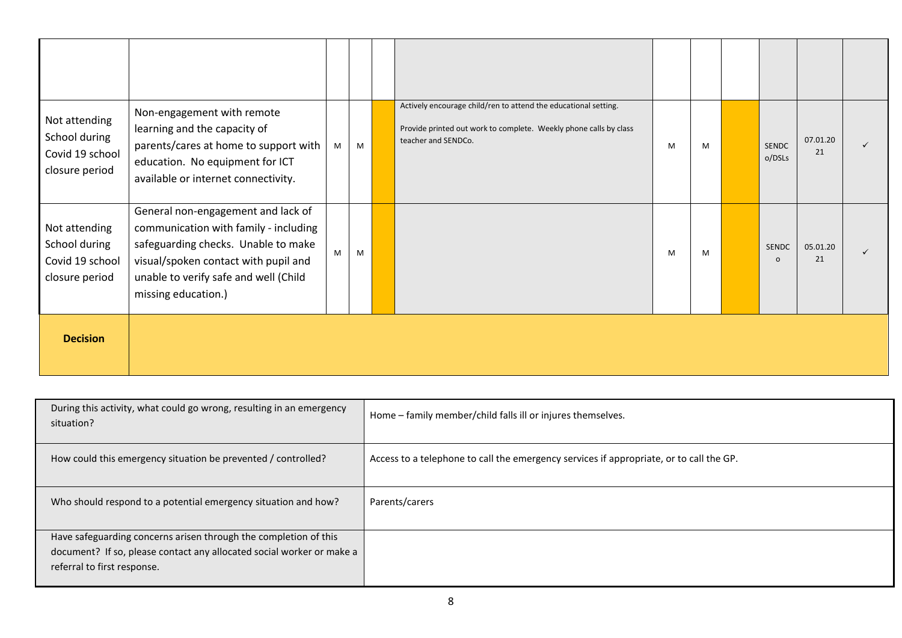| | | | | | | | | | | | |
|---|---|---|---|---|---|---|---|---|---|---|---|
| | | | | | | | | | | | |
| Not attending School during Covid 19 school closure period | Non-engagement with remote learning and the capacity of parents/cares at home to support with education. No equipment for ICT available or internet connectivity. | M | M | | Actively encourage child/ren to attend the educational setting.<br><br>Provide printed out work to complete. Weekly phone calls by class teacher and SENDCo. | M | M | | SENDCo/DSLs | 07.01.2021 | ✓ |
| Not attending School during Covid 19 school closure period | General non-engagement and lack of communication with family - including safeguarding checks. Unable to make visual/spoken contact with pupil and unable to verify safe and well (Child missing education.) | M | M | | | M | M | | SENDCo | 05.01.2021 | ✓ |
| **Decision** | | | | | | | | | | | |

| | |
|---|---|
| During this activity, what could go wrong, resulting in an emergency situation? | Home – family member/child falls ill or injures themselves. |
| How could this emergency situation be prevented / controlled? | Access to a telephone to call the emergency services if appropriate, or to call the GP. |
| Who should respond to a potential emergency situation and how? | Parents/carers |
| Have safeguarding concerns arisen through the completion of this document? If so, please contact any allocated social worker or make a referral to first response. | |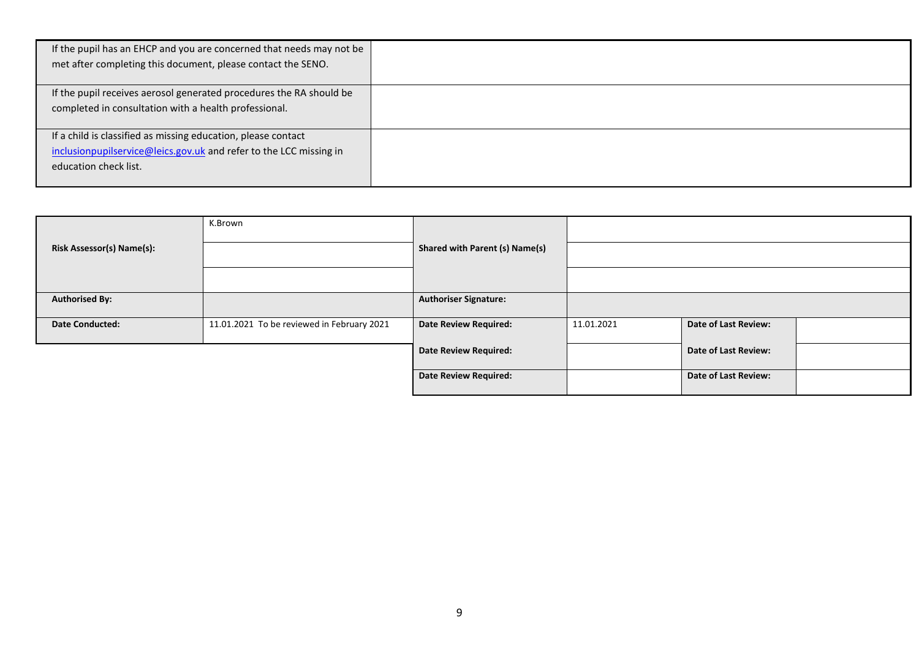| | |
|---|---|
| If the pupil has an EHCP and you are concerned that needs may not be met after completing this document, please contact the SENO. | |
| If the pupil receives aerosol generated procedures the RA should be completed in consultation with a health professional. | |
| If a child is classified as missing education, please contact inclusionpupilservice@leics.gov.uk and refer to the LCC missing in education check list. | |

| | | | | | |
|---|---|---|---|---|---|
| **Risk Assessor(s) Name(s):** | K.Brown | **Shared with Parent (s) Name(s)** | | | |
| | | | | | |
| | | | | | |
| **Authorised By:** | | **Authoriser Signature:** | | | |
| **Date Conducted:** | 11.01.2021 To be reviewed in February 2021 | **Date Review Required:** | 11.01.2021 | **Date of Last Review:** | |
| | | **Date Review Required:** | | **Date of Last Review:** | |
| | | **Date Review Required:** | | **Date of Last Review:** | |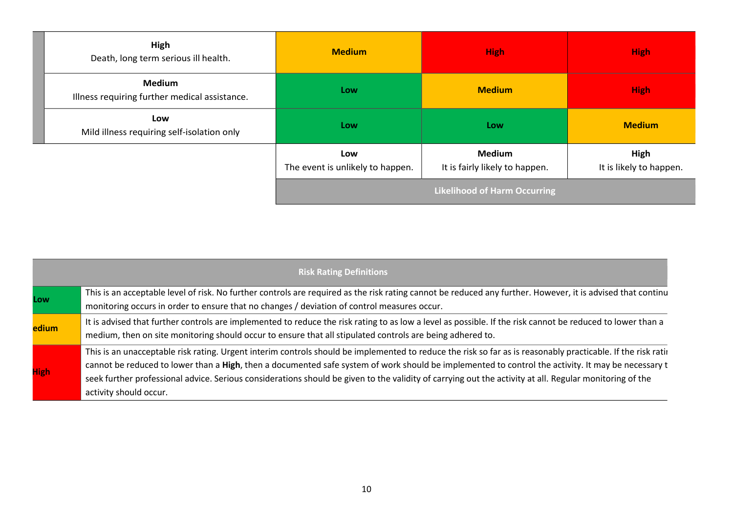| | | | |
|---|---|---|---|
| **High**<br>Death, long term serious ill health. | **Medium** | **High** | **High** |
| **Medium**<br>Illness requiring further medical assistance. | **Low** | **Medium** | **High** |
| **Low**<br>Mild illness requiring self-isolation only | **Low** | **Low** | **Medium** |
| | **Low**<br>The event is unlikely to happen. | **Medium**<br>It is fairly likely to happen. | **High**<br>It is likely to happen. |
| | **Likelihood of Harm Occurring** | | |

| **Risk Rating Definitions** | |
|---|---|
| **Low** | This is an acceptable level of risk. No further controls are required as the risk rating cannot be reduced any further. However, it is advised that continu monitoring occurs in order to ensure that no changes / deviation of control measures occur. |
| **edium** | It is advised that further controls are implemented to reduce the risk rating to as low a level as possible. If the risk cannot be reduced to lower than a medium, then on site monitoring should occur to ensure that all stipulated controls are being adhered to. |
| **High** | This is an unacceptable risk rating. Urgent interim controls should be implemented to reduce the risk so far as is reasonably practicable. If the risk ratii cannot be reduced to lower than a **High**, then a documented safe system of work should be implemented to control the activity. It may be necessary t seek further professional advice. Serious considerations should be given to the validity of carrying out the activity at all. Regular monitoring of the activity should occur. |